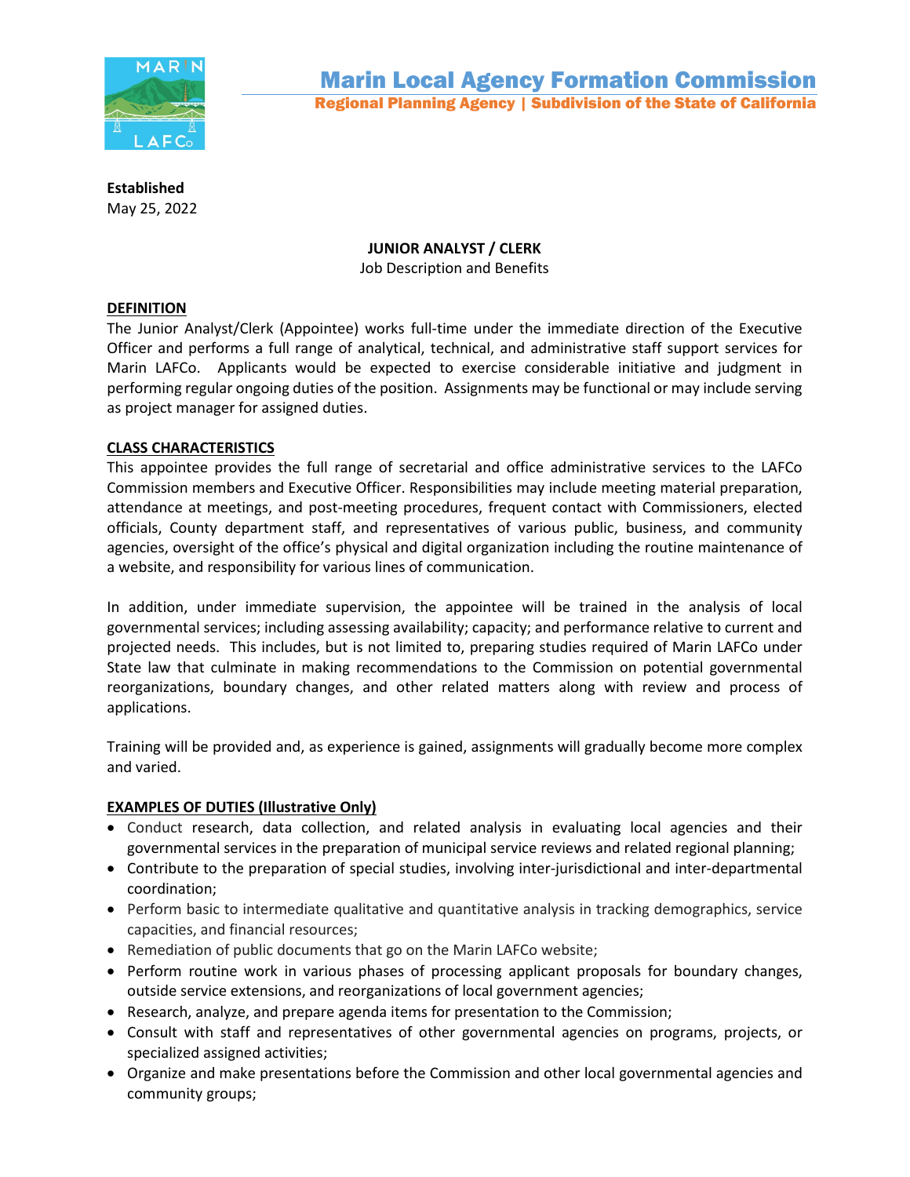# Marin Local Agency Formation Commission

**Regional Planning Agency | Subdivision of the State of California**

**Established**
May 25, 2022

**JUNIOR ANALYST / CLERK**
Job Description and Benefits

## DEFINITION

The Junior Analyst/Clerk (Appointee) works full-time under the immediate direction of the Executive Officer and performs a full range of analytical, technical, and administrative staff support services for Marin LAFCo. Applicants would be expected to exercise considerable initiative and judgment in performing regular ongoing duties of the position. Assignments may be functional or may include serving as project manager for assigned duties.

## CLASS CHARACTERISTICS

This appointee provides the full range of secretarial and office administrative services to the LAFCo Commission members and Executive Officer. Responsibilities may include meeting material preparation, attendance at meetings, and post-meeting procedures, frequent contact with Commissioners, elected officials, County department staff, and representatives of various public, business, and community agencies, oversight of the office's physical and digital organization including the routine maintenance of a website, and responsibility for various lines of communication.

In addition, under immediate supervision, the appointee will be trained in the analysis of local governmental services; including assessing availability; capacity; and performance relative to current and projected needs. This includes, but is not limited to, preparing studies required of Marin LAFCo under State law that culminate in making recommendations to the Commission on potential governmental reorganizations, boundary changes, and other related matters along with review and process of applications.

Training will be provided and, as experience is gained, assignments will gradually become more complex and varied.

## EXAMPLES OF DUTIES (Illustrative Only)

- Conduct research, data collection, and related analysis in evaluating local agencies and their governmental services in the preparation of municipal service reviews and related regional planning;
- Contribute to the preparation of special studies, involving inter-jurisdictional and inter-departmental coordination;
- Perform basic to intermediate qualitative and quantitative analysis in tracking demographics, service capacities, and financial resources;
- Remediation of public documents that go on the Marin LAFCo website;
- Perform routine work in various phases of processing applicant proposals for boundary changes, outside service extensions, and reorganizations of local government agencies;
- Research, analyze, and prepare agenda items for presentation to the Commission;
- Consult with staff and representatives of other governmental agencies on programs, projects, or specialized assigned activities;
- Organize and make presentations before the Commission and other local governmental agencies and community groups;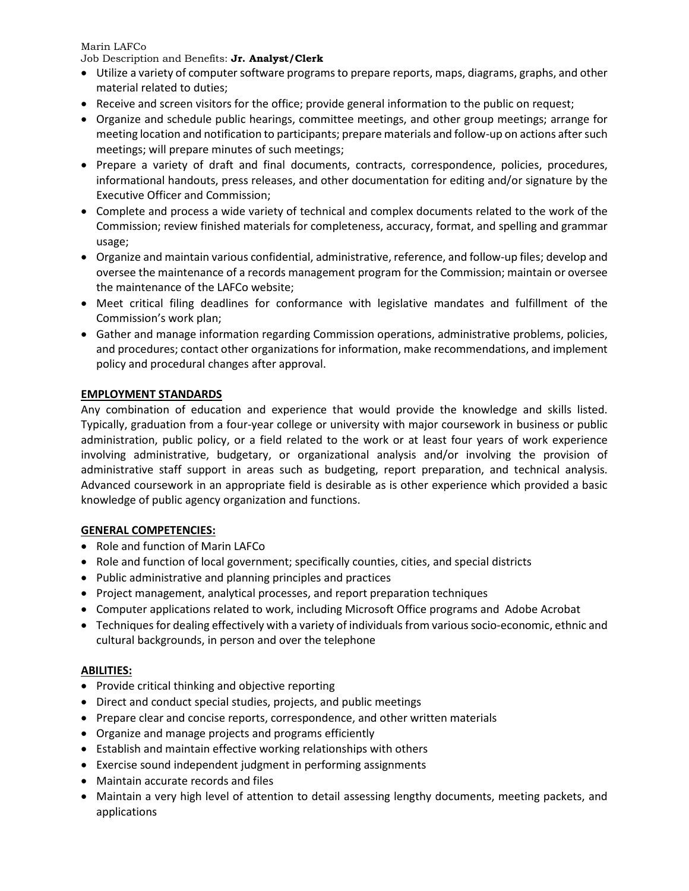- Utilize a variety of computer software programs to prepare reports, maps, diagrams, graphs, and other material related to duties;
- Receive and screen visitors for the office; provide general information to the public on request;
- Organize and schedule public hearings, committee meetings, and other group meetings; arrange for meeting location and notification to participants; prepare materials and follow-up on actions after such meetings; will prepare minutes of such meetings;
- Prepare a variety of draft and final documents, contracts, correspondence, policies, procedures, informational handouts, press releases, and other documentation for editing and/or signature by the Executive Officer and Commission;
- Complete and process a wide variety of technical and complex documents related to the work of the Commission; review finished materials for completeness, accuracy, format, and spelling and grammar usage;
- Organize and maintain various confidential, administrative, reference, and follow-up files; develop and oversee the maintenance of a records management program for the Commission; maintain or oversee the maintenance of the LAFCo website;
- Meet critical filing deadlines for conformance with legislative mandates and fulfillment of the Commission's work plan;
- Gather and manage information regarding Commission operations, administrative problems, policies, and procedures; contact other organizations for information, make recommendations, and implement policy and procedural changes after approval.

## EMPLOYMENT STANDARDS

Any combination of education and experience that would provide the knowledge and skills listed. Typically, graduation from a four-year college or university with major coursework in business or public administration, public policy, or a field related to the work or at least four years of work experience involving administrative, budgetary, or organizational analysis and/or involving the provision of administrative staff support in areas such as budgeting, report preparation, and technical analysis. Advanced coursework in an appropriate field is desirable as is other experience which provided a basic knowledge of public agency organization and functions.

## GENERAL COMPETENCIES:

- Role and function of Marin LAFCo
- Role and function of local government; specifically counties, cities, and special districts
- Public administrative and planning principles and practices
- Project management, analytical processes, and report preparation techniques
- Computer applications related to work, including Microsoft Office programs and Adobe Acrobat
- Techniques for dealing effectively with a variety of individuals from various socio-economic, ethnic and cultural backgrounds, in person and over the telephone

## ABILITIES:

- Provide critical thinking and objective reporting
- Direct and conduct special studies, projects, and public meetings
- Prepare clear and concise reports, correspondence, and other written materials
- Organize and manage projects and programs efficiently
- Establish and maintain effective working relationships with others
- Exercise sound independent judgment in performing assignments
- Maintain accurate records and files
- Maintain a very high level of attention to detail assessing lengthy documents, meeting packets, and applications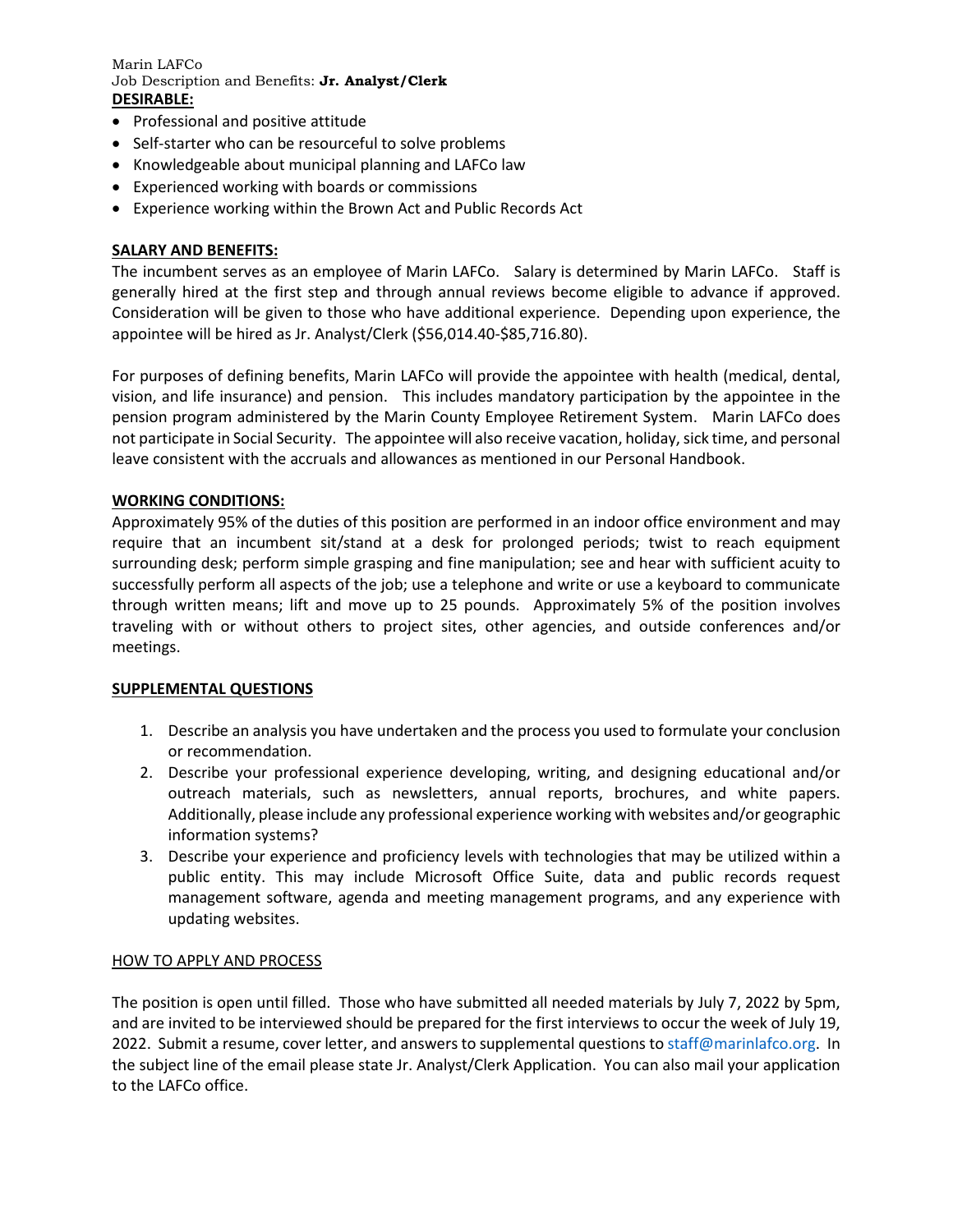## DESIRABLE:

- Professional and positive attitude
- Self-starter who can be resourceful to solve problems
- Knowledgeable about municipal planning and LAFCo law
- Experienced working with boards or commissions
- Experience working within the Brown Act and Public Records Act

## SALARY AND BENEFITS:

The incumbent serves as an employee of Marin LAFCo. Salary is determined by Marin LAFCo. Staff is generally hired at the first step and through annual reviews become eligible to advance if approved. Consideration will be given to those who have additional experience. Depending upon experience, the appointee will be hired as Jr. Analyst/Clerk ($56,014.40-$85,716.80).

For purposes of defining benefits, Marin LAFCo will provide the appointee with health (medical, dental, vision, and life insurance) and pension. This includes mandatory participation by the appointee in the pension program administered by the Marin County Employee Retirement System. Marin LAFCo does not participate in Social Security. The appointee will also receive vacation, holiday, sick time, and personal leave consistent with the accruals and allowances as mentioned in our Personal Handbook.

## WORKING CONDITIONS:

Approximately 95% of the duties of this position are performed in an indoor office environment and may require that an incumbent sit/stand at a desk for prolonged periods; twist to reach equipment surrounding desk; perform simple grasping and fine manipulation; see and hear with sufficient acuity to successfully perform all aspects of the job; use a telephone and write or use a keyboard to communicate through written means; lift and move up to 25 pounds. Approximately 5% of the position involves traveling with or without others to project sites, other agencies, and outside conferences and/or meetings.

## SUPPLEMENTAL QUESTIONS

1. Describe an analysis you have undertaken and the process you used to formulate your conclusion or recommendation.
2. Describe your professional experience developing, writing, and designing educational and/or outreach materials, such as newsletters, annual reports, brochures, and white papers. Additionally, please include any professional experience working with websites and/or geographic information systems?
3. Describe your experience and proficiency levels with technologies that may be utilized within a public entity. This may include Microsoft Office Suite, data and public records request management software, agenda and meeting management programs, and any experience with updating websites.

## HOW TO APPLY AND PROCESS

The position is open until filled. Those who have submitted all needed materials by July 7, 2022 by 5pm, and are invited to be interviewed should be prepared for the first interviews to occur the week of July 19, 2022. Submit a resume, cover letter, and answers to supplemental questions to staff@marinlafco.org. In the subject line of the email please state Jr. Analyst/Clerk Application. You can also mail your application to the LAFCo office.